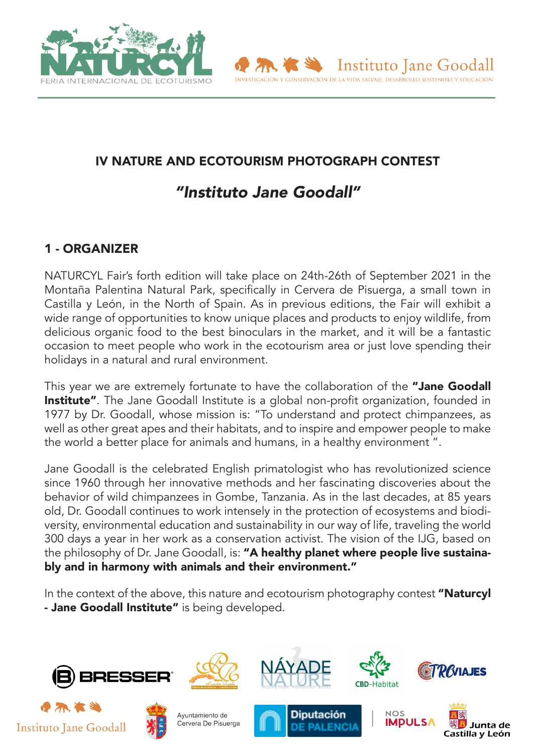# IV NATURE AND ECOTOURISM PHOTOGRAPH CONTEST

## *"Instituto Jane Goodall"*

### 1 - ORGANIZER

NATURCYL Fair's forth edition will take place on 24th-26th of September 2021 in the Montaña Palentina Natural Park, specifically in Cervera de Pisuerga, a small town in Castilla y León, in the North of Spain. As in previous editions, the Fair will exhibit a wide range of opportunities to know unique places and products to enjoy wildlife, from delicious organic food to the best binoculars in the market, and it will be a fantastic occasion to meet people who work in the ecotourism area or just love spending their holidays in a natural and rural environment.

This year we are extremely fortunate to have the collaboration of the **"Jane Goodall Institute"**. The Jane Goodall Institute is a global non-profit organization, founded in 1977 by Dr. Goodall, whose mission is: "To understand and protect chimpanzees, as well as other great apes and their habitats, and to inspire and empower people to make the world a better place for animals and humans, in a healthy environment ".

Jane Goodall is the celebrated English primatologist who has revolutionized science since 1960 through her innovative methods and her fascinating discoveries about the behavior of wild chimpanzees in Gombe, Tanzania. As in the last decades, at 85 years old, Dr. Goodall continues to work intensely in the protection of ecosystems and biodiversity, environmental education and sustainability in our way of life, traveling the world 300 days a year in her work as a conservation activist. The vision of the IJG, based on the philosophy of Dr. Jane Goodall, is: **"A healthy planet where people live sustainably and in harmony with animals and their environment."**

In the context of the above, this nature and ecotourism photography contest **"Naturcyl - Jane Goodall Institute"** is being developed.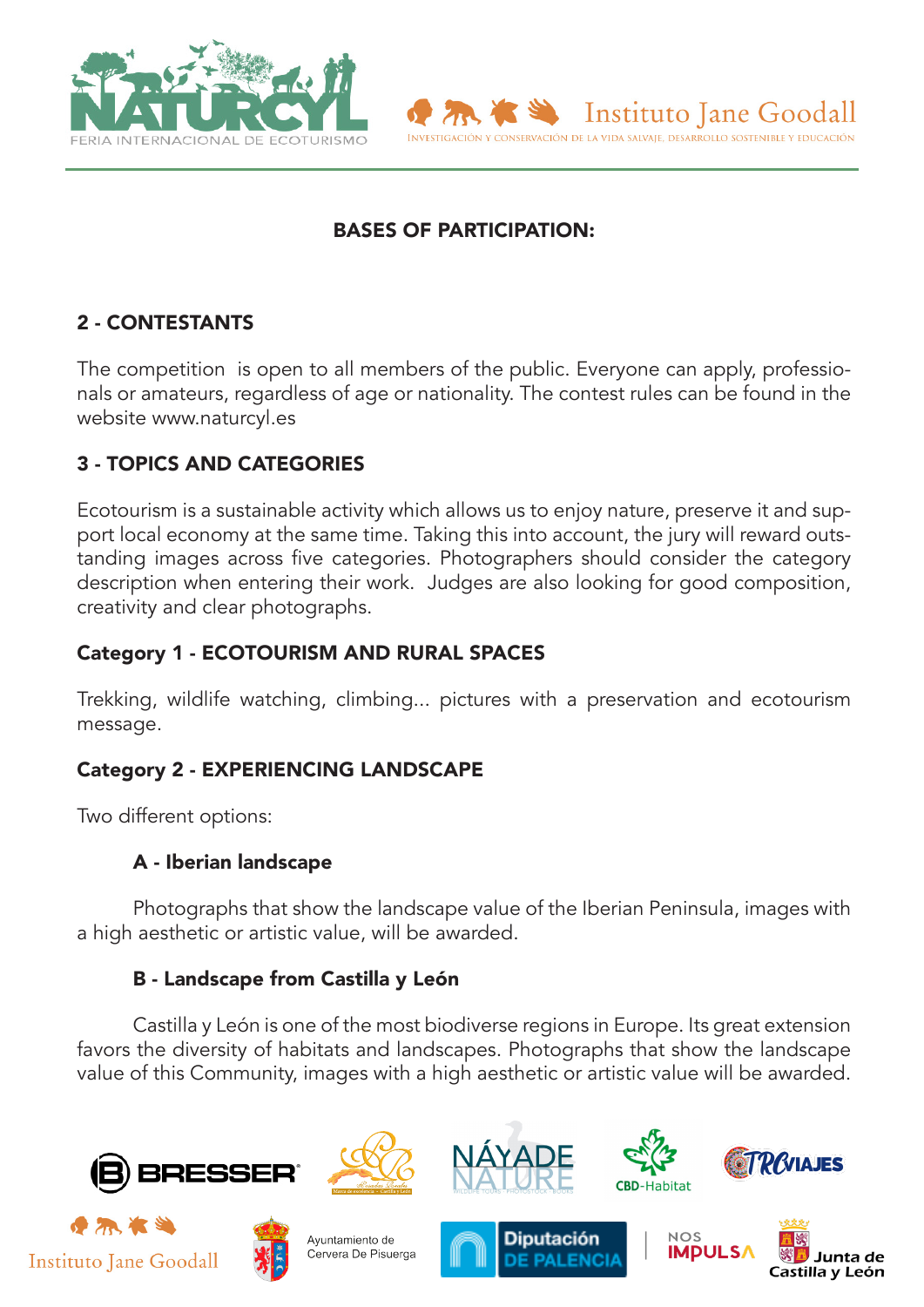**BASES OF PARTICIPATION:**

## 2 - CONTESTANTS

The competition is open to all members of the public. Everyone can apply, professionals or amateurs, regardless of age or nationality. The contest rules can be found in the website www.naturcyl.es

## 3 - TOPICS AND CATEGORIES

Ecotourism is a sustainable activity which allows us to enjoy nature, preserve it and support local economy at the same time. Taking this into account, the jury will reward outstanding images across five categories. Photographers should consider the category description when entering their work. Judges are also looking for good composition, creativity and clear photographs.

### Category 1 - ECOTOURISM AND RURAL SPACES

Trekking, wildlife watching, climbing... pictures with a preservation and ecotourism message.

### Category 2 - EXPERIENCING LANDSCAPE

Two different options:

#### A - Iberian landscape

Photographs that show the landscape value of the Iberian Peninsula, images with a high aesthetic or artistic value, will be awarded.

#### B - Landscape from Castilla y León

Castilla y León is one of the most biodiverse regions in Europe. Its great extension favors the diversity of habitats and landscapes. Photographs that show the landscape value of this Community, images with a high aesthetic or artistic value will be awarded.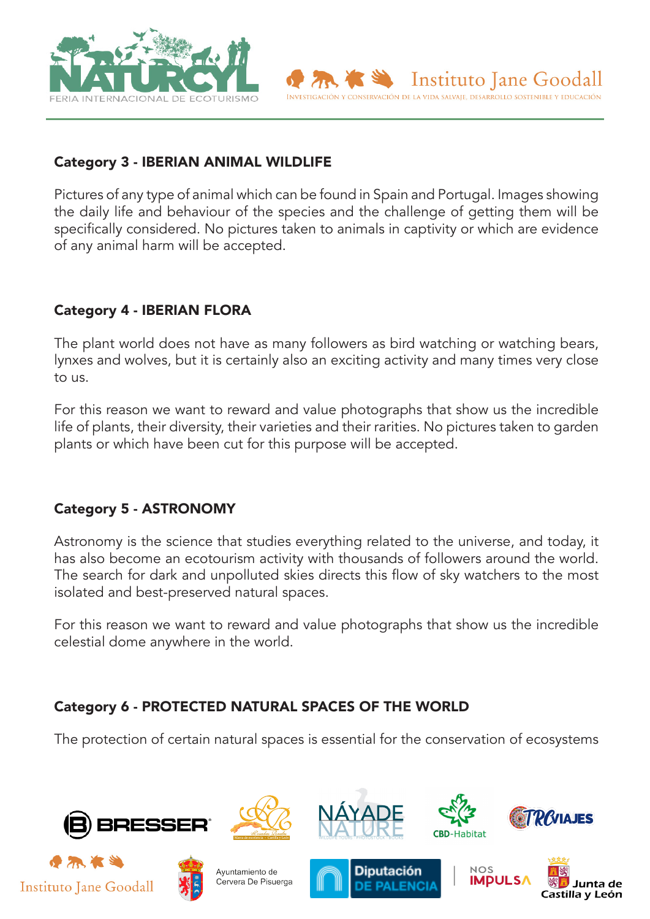## Category 3 - IBERIAN ANIMAL WILDLIFE

Pictures of any type of animal which can be found in Spain and Portugal. Images showing the daily life and behaviour of the species and the challenge of getting them will be specifically considered. No pictures taken to animals in captivity or which are evidence of any animal harm will be accepted.

## Category 4 - IBERIAN FLORA

The plant world does not have as many followers as bird watching or watching bears, lynxes and wolves, but it is certainly also an exciting activity and many times very close to us.

For this reason we want to reward and value photographs that show us the incredible life of plants, their diversity, their varieties and their rarities. No pictures taken to garden plants or which have been cut for this purpose will be accepted.

## Category 5 - ASTRONOMY

Astronomy is the science that studies everything related to the universe, and today, it has also become an ecotourism activity with thousands of followers around the world. The search for dark and unpolluted skies directs this flow of sky watchers to the most isolated and best-preserved natural spaces.

For this reason we want to reward and value photographs that show us the incredible celestial dome anywhere in the world.

## Category 6 - PROTECTED NATURAL SPACES OF THE WORLD

The protection of certain natural spaces is essential for the conservation of ecosystems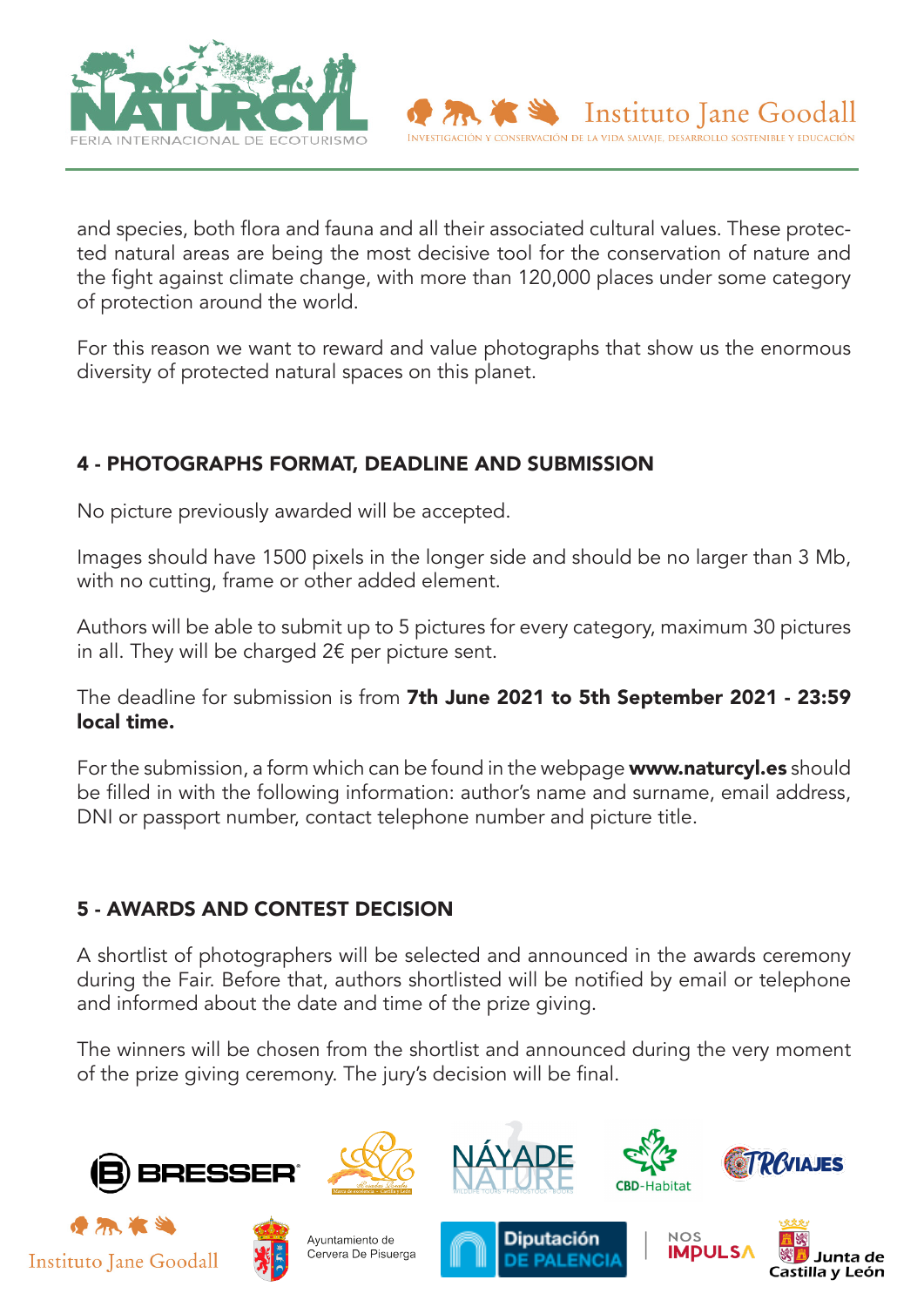and species, both flora and fauna and all their associated cultural values. These protected natural areas are being the most decisive tool for the conservation of nature and the fight against climate change, with more than 120,000 places under some category of protection around the world.

For this reason we want to reward and value photographs that show us the enormous diversity of protected natural spaces on this planet.

## 4 - PHOTOGRAPHS FORMAT, DEADLINE AND SUBMISSION

No picture previously awarded will be accepted.

Images should have 1500 pixels in the longer side and should be no larger than 3 Mb, with no cutting, frame or other added element.

Authors will be able to submit up to 5 pictures for every category, maximum 30 pictures in all. They will be charged 2€ per picture sent.

The deadline for submission is from **7th June 2021 to 5th September 2021 - 23:59 local time.**

For the submission, a form which can be found in the webpage **www.naturcyl.es** should be filled in with the following information: author's name and surname, email address, DNI or passport number, contact telephone number and picture title.

## 5 - AWARDS AND CONTEST DECISION

A shortlist of photographers will be selected and announced in the awards ceremony during the Fair. Before that, authors shortlisted will be notified by email or telephone and informed about the date and time of the prize giving.

The winners will be chosen from the shortlist and announced during the very moment of the prize giving ceremony. The jury's decision will be final.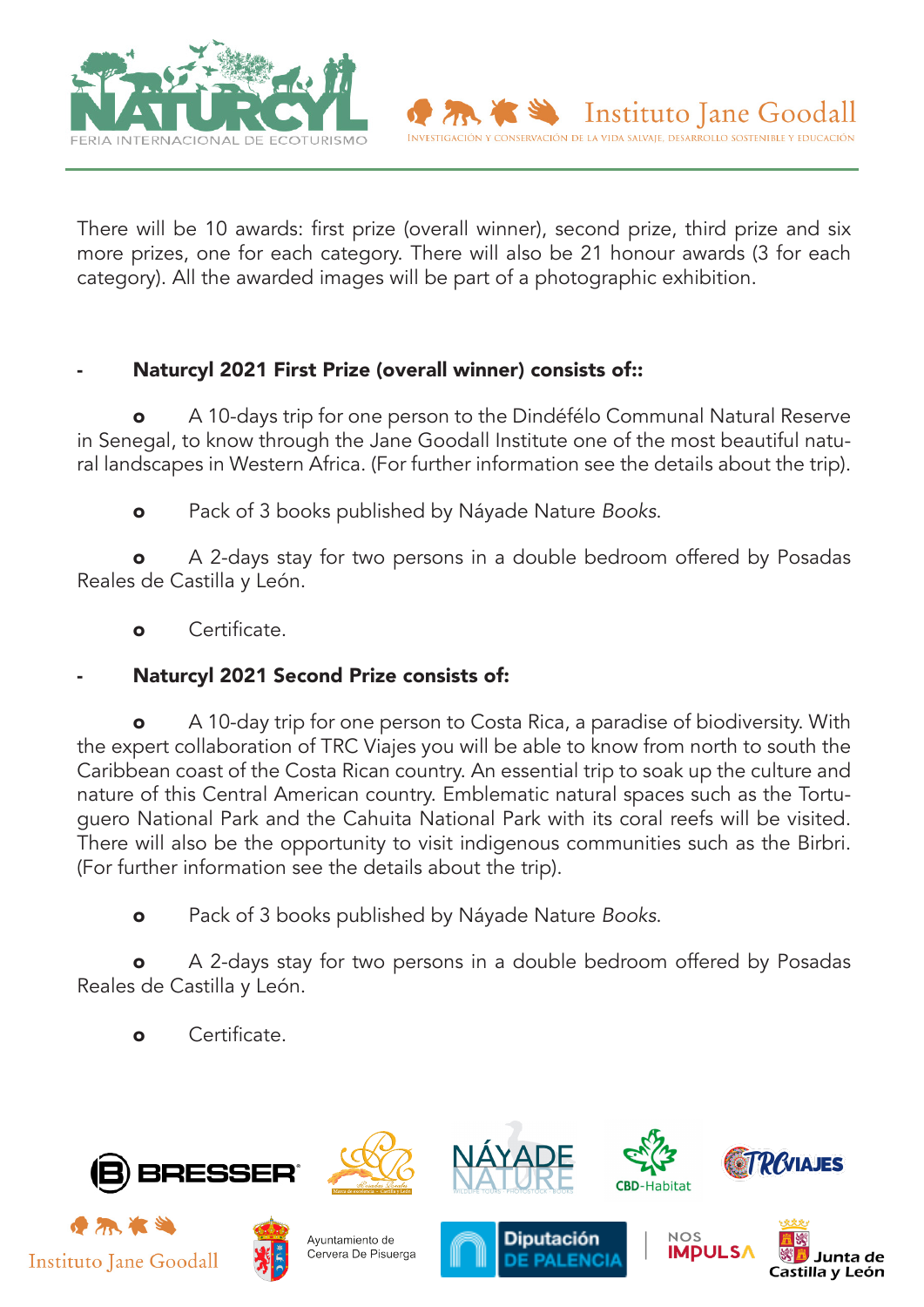There will be 10 awards: first prize (overall winner), second prize, third prize and six more prizes, one for each category. There will also be 21 honour awards (3 for each category). All the awarded images will be part of a photographic exhibition.

- **Naturcyl 2021 First Prize (overall winner) consists of::**

  - A 10-days trip for one person to the Dindéfélo Communal Natural Reserve in Senegal, to know through the Jane Goodall Institute one of the most beautiful natural landscapes in Western Africa. (For further information see the details about the trip).

  - Pack of 3 books published by Náyade Nature *Books*.

  - A 2-days stay for two persons in a double bedroom offered by Posadas Reales de Castilla y León.

  - Certificate.

- **Naturcyl 2021 Second Prize consists of:**

  - A 10-day trip for one person to Costa Rica, a paradise of biodiversity. With the expert collaboration of TRC Viajes you will be able to know from north to south the Caribbean coast of the Costa Rican country. An essential trip to soak up the culture and nature of this Central American country. Emblematic natural spaces such as the Tortuguero National Park and the Cahuita National Park with its coral reefs will be visited. There will also be the opportunity to visit indigenous communities such as the Birbri. (For further information see the details about the trip).

  - Pack of 3 books published by Náyade Nature *Books*.

  - A 2-days stay for two persons in a double bedroom offered by Posadas Reales de Castilla y León.

  - Certificate.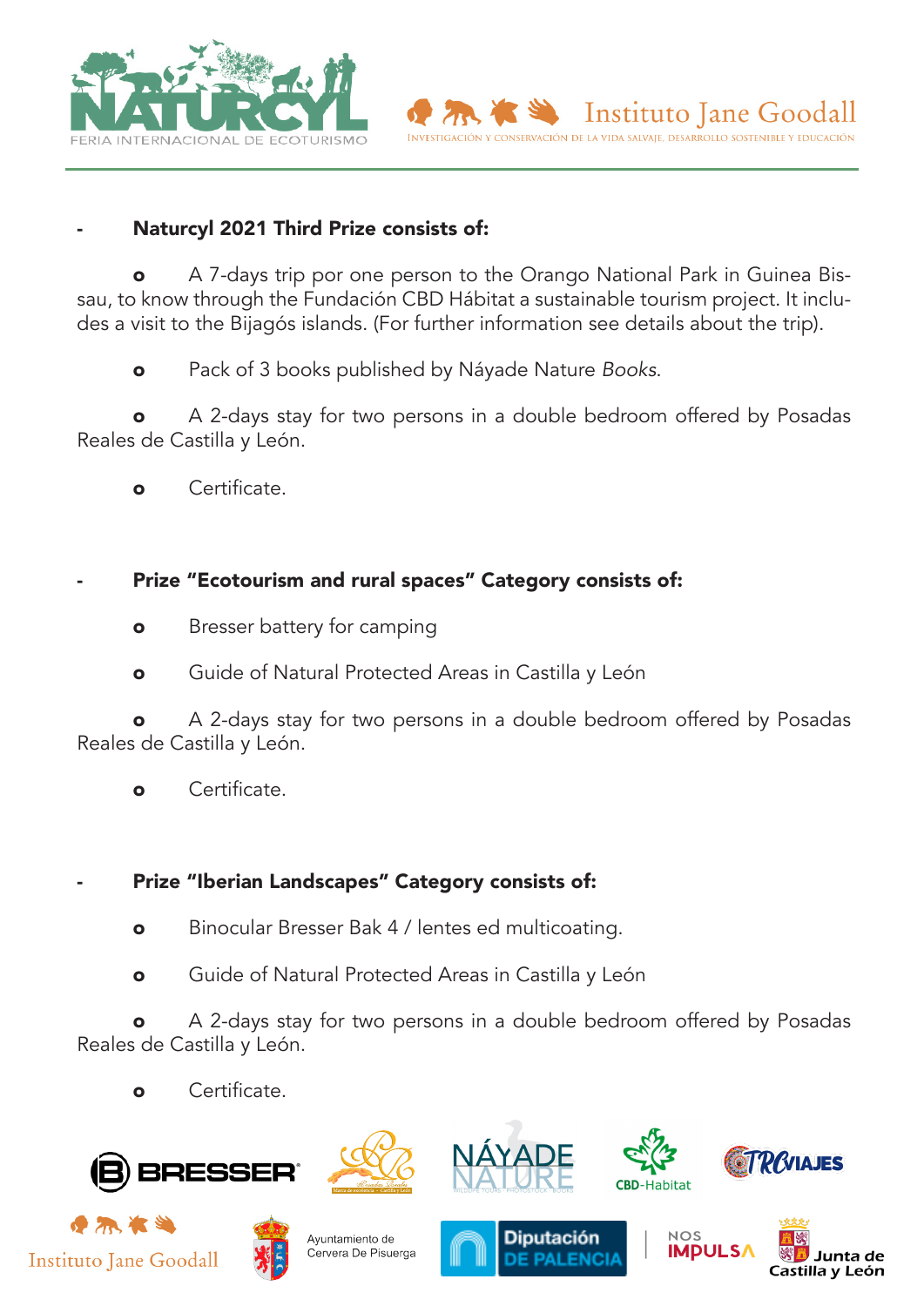- **Naturcyl 2021 Third Prize consists of:**

    - A 7-days trip por one person to the Orango National Park in Guinea Bissau, to know through the Fundación CBD Hábitat a sustainable tourism project. It includes a visit to the Bijagós islands. (For further information see details about the trip).
    - Pack of 3 books published by Náyade Nature *Books*.
    - A 2-days stay for two persons in a double bedroom offered by Posadas Reales de Castilla y León.
    - Certificate.

- **Prize "Ecotourism and rural spaces" Category consists of:**

    - Bresser battery for camping
    - Guide of Natural Protected Areas in Castilla y León
    - A 2-days stay for two persons in a double bedroom offered by Posadas Reales de Castilla y León.
    - Certificate.

- **Prize "Iberian Landscapes" Category consists of:**

    - Binocular Bresser Bak 4 / lentes ed multicoating.
    - Guide of Natural Protected Areas in Castilla y León
    - A 2-days stay for two persons in a double bedroom offered by Posadas Reales de Castilla y León.
    - Certificate.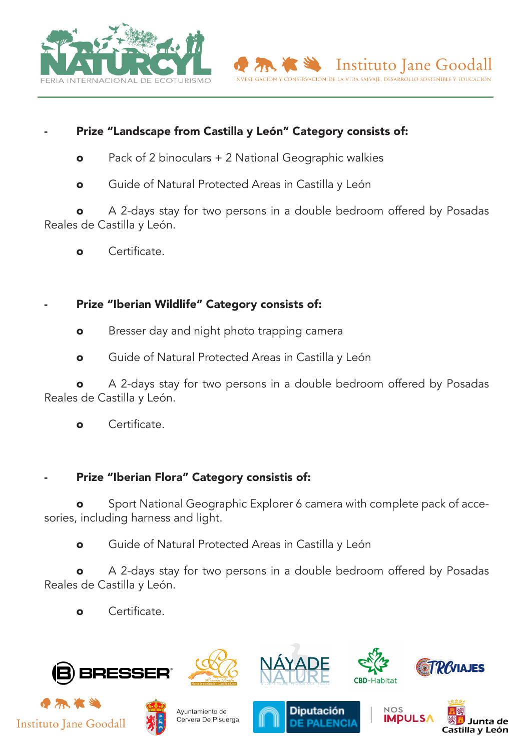- **Prize “Landscape from Castilla y León” Category consists of:**
  - Pack of 2 binoculars + 2 National Geographic walkies
  - Guide of Natural Protected Areas in Castilla y León
  - A 2-days stay for two persons in a double bedroom offered by Posadas Reales de Castilla y León.
  - Certificate.

- **Prize “Iberian Wildlife” Category consists of:**
  - Bresser day and night photo trapping camera
  - Guide of Natural Protected Areas in Castilla y León
  - A 2-days stay for two persons in a double bedroom offered by Posadas Reales de Castilla y León.
  - Certificate.

- **Prize “Iberian Flora” Category consistis of:**
  - Sport National Geographic Explorer 6 camera with complete pack of accesories, including harness and light.
  - Guide of Natural Protected Areas in Castilla y León
  - A 2-days stay for two persons in a double bedroom offered by Posadas Reales de Castilla y León.
  - Certificate.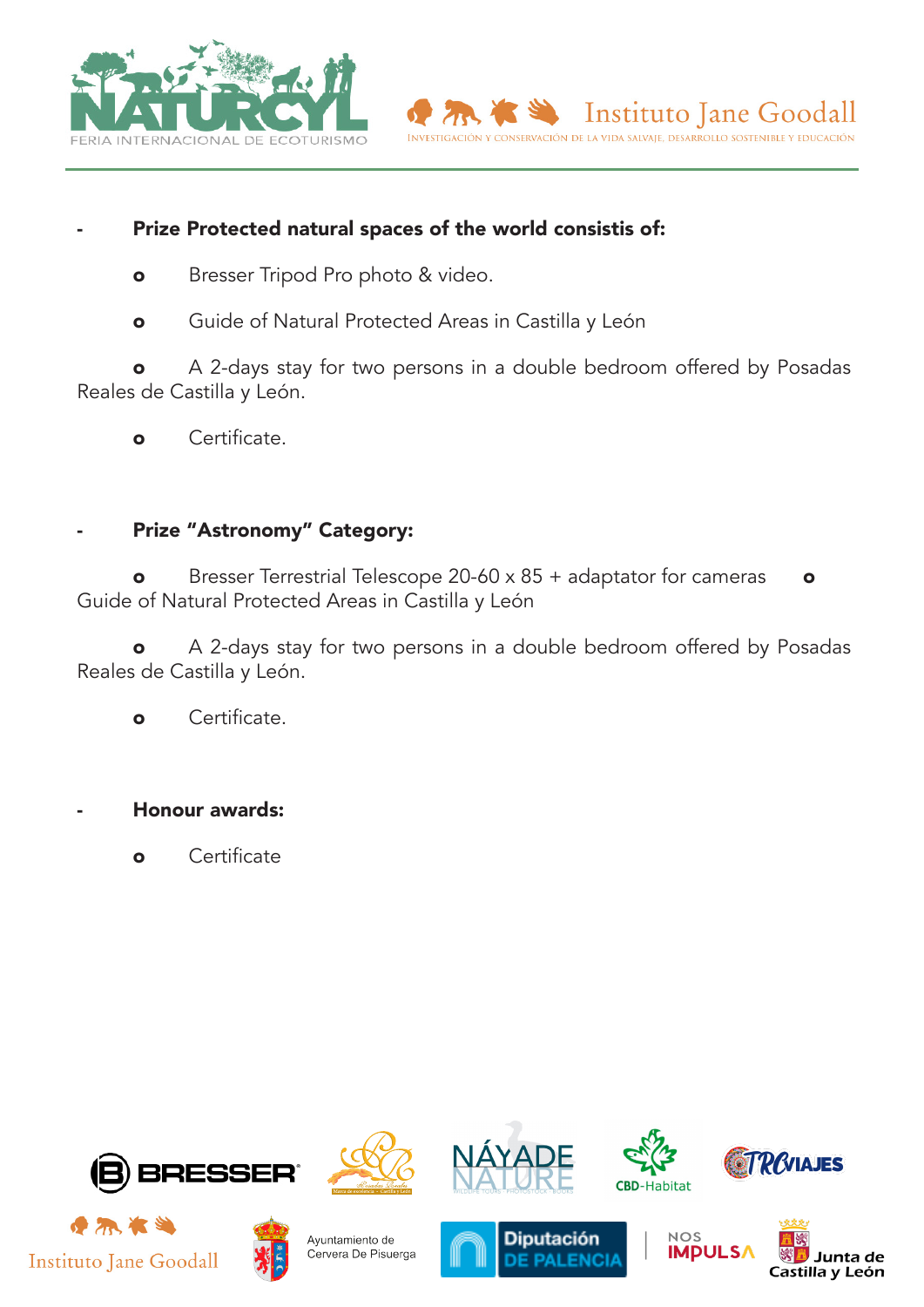- **Prize Protected natural spaces of the world consistis of:**
  - Bresser Tripod Pro photo & video.
  - Guide of Natural Protected Areas in Castilla y León
  - A 2-days stay for two persons in a double bedroom offered by Posadas Reales de Castilla y León.
  - Certificate.

- **Prize "Astronomy" Category:**
  - Bresser Terrestrial Telescope 20-60 x 85 + adaptator for cameras
  - Guide of Natural Protected Areas in Castilla y León
  - A 2-days stay for two persons in a double bedroom offered by Posadas Reales de Castilla y León.
  - Certificate.

- **Honour awards:**
  - Certificate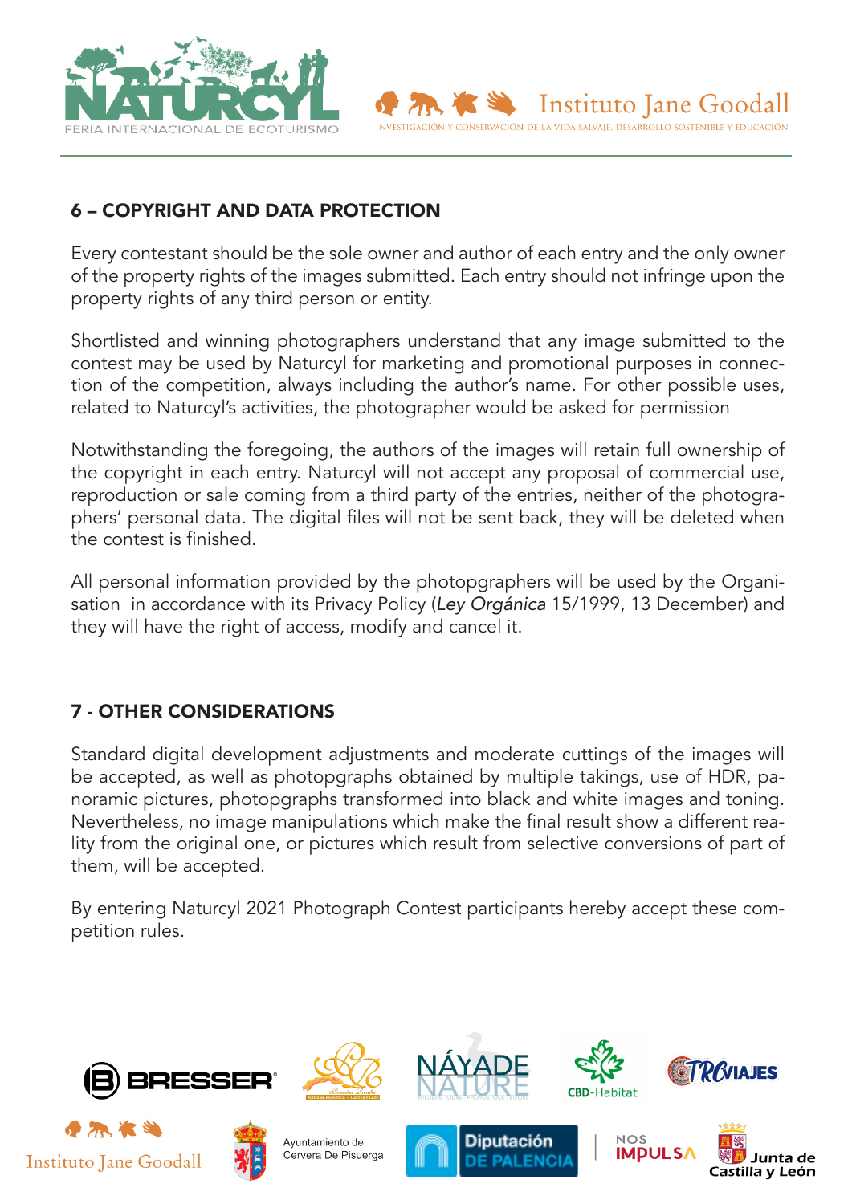## 6 – COPYRIGHT AND DATA PROTECTION

Every contestant should be the sole owner and author of each entry and the only owner of the property rights of the images submitted. Each entry should not infringe upon the property rights of any third person or entity.

Shortlisted and winning photographers understand that any image submitted to the contest may be used by Naturcyl for marketing and promotional purposes in connection of the competition, always including the author's name. For other possible uses, related to Naturcyl's activities, the photographer would be asked for permission

Notwithstanding the foregoing, the authors of the images will retain full ownership of the copyright in each entry. Naturcyl will not accept any proposal of commercial use, reproduction or sale coming from a third party of the entries, neither of the photographers' personal data. The digital files will not be sent back, they will be deleted when the contest is finished.

All personal information provided by the photopgraphers will be used by the Organisation in accordance with its Privacy Policy (*Ley Orgánica* 15/1999, 13 December) and they will have the right of access, modify and cancel it.

## 7 - OTHER CONSIDERATIONS

Standard digital development adjustments and moderate cuttings of the images will be accepted, as well as photopgraphs obtained by multiple takings, use of HDR, panoramic pictures, photopgraphs transformed into black and white images and toning. Nevertheless, no image manipulations which make the final result show a different reality from the original one, or pictures which result from selective conversions of part of them, will be accepted.

By entering Naturcyl 2021 Photograph Contest participants hereby accept these competition rules.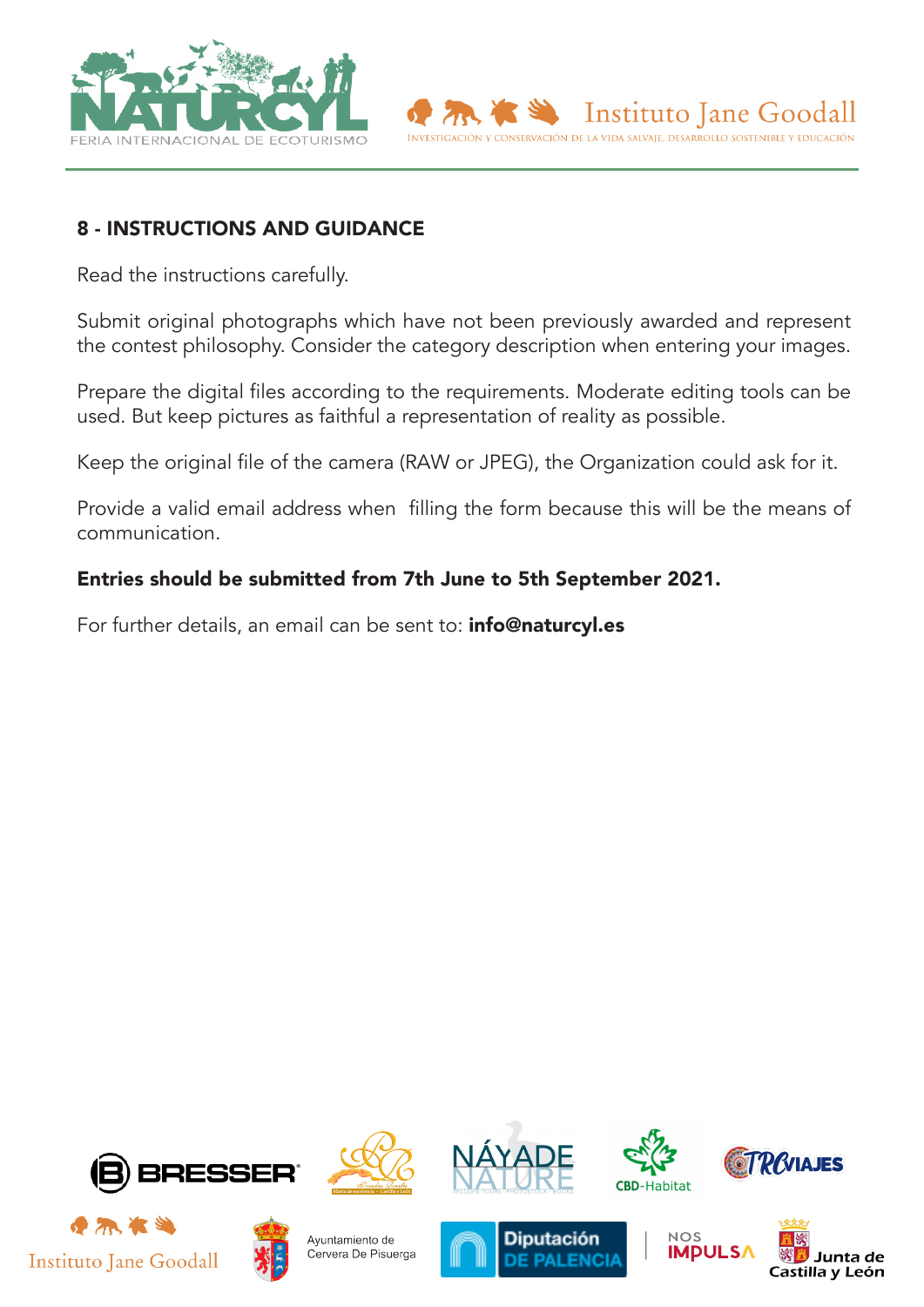## 8 - INSTRUCTIONS AND GUIDANCE

Read the instructions carefully.

Submit original photographs which have not been previously awarded and represent the contest philosophy. Consider the category description when entering your images.

Prepare the digital files according to the requirements. Moderate editing tools can be used. But keep pictures as faithful a representation of reality as possible.

Keep the original file of the camera (RAW or JPEG), the Organization could ask for it.

Provide a valid email address when filling the form because this will be the means of communication.

**Entries should be submitted from 7th June to 5th September 2021.**

For further details, an email can be sent to: **info@naturcyl.es**